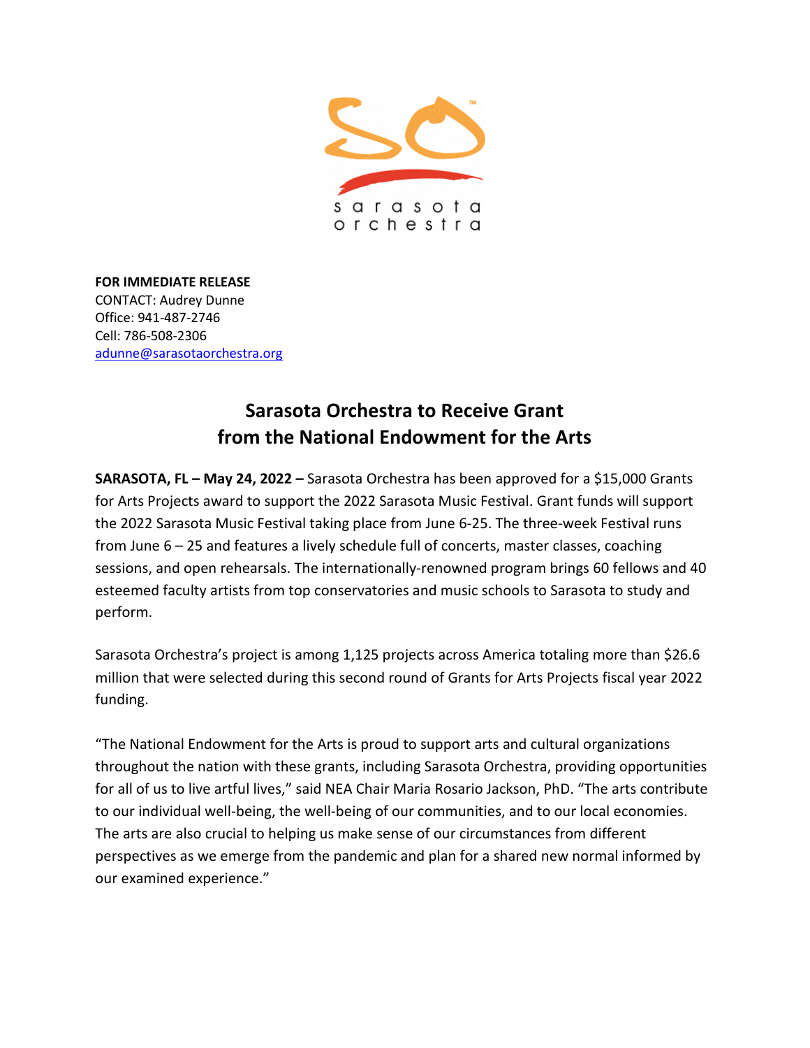**FOR IMMEDIATE RELEASE**
CONTACT: Audrey Dunne
Office: 941-487-2746
Cell: 786-508-2306
adunne@sarasotaorchestra.org

# Sarasota Orchestra to Receive Grant from the National Endowment for the Arts

**SARASOTA, FL – May 24, 2022 –** Sarasota Orchestra has been approved for a $15,000 Grants for Arts Projects award to support the 2022 Sarasota Music Festival. Grant funds will support the 2022 Sarasota Music Festival taking place from June 6-25. The three-week Festival runs from June 6 – 25 and features a lively schedule full of concerts, master classes, coaching sessions, and open rehearsals. The internationally-renowned program brings 60 fellows and 40 esteemed faculty artists from top conservatories and music schools to Sarasota to study and perform.

Sarasota Orchestra's project is among 1,125 projects across America totaling more than $26.6 million that were selected during this second round of Grants for Arts Projects fiscal year 2022 funding.

"The National Endowment for the Arts is proud to support arts and cultural organizations throughout the nation with these grants, including Sarasota Orchestra, providing opportunities for all of us to live artful lives," said NEA Chair Maria Rosario Jackson, PhD. "The arts contribute to our individual well-being, the well-being of our communities, and to our local economies. The arts are also crucial to helping us make sense of our circumstances from different perspectives as we emerge from the pandemic and plan for a shared new normal informed by our examined experience."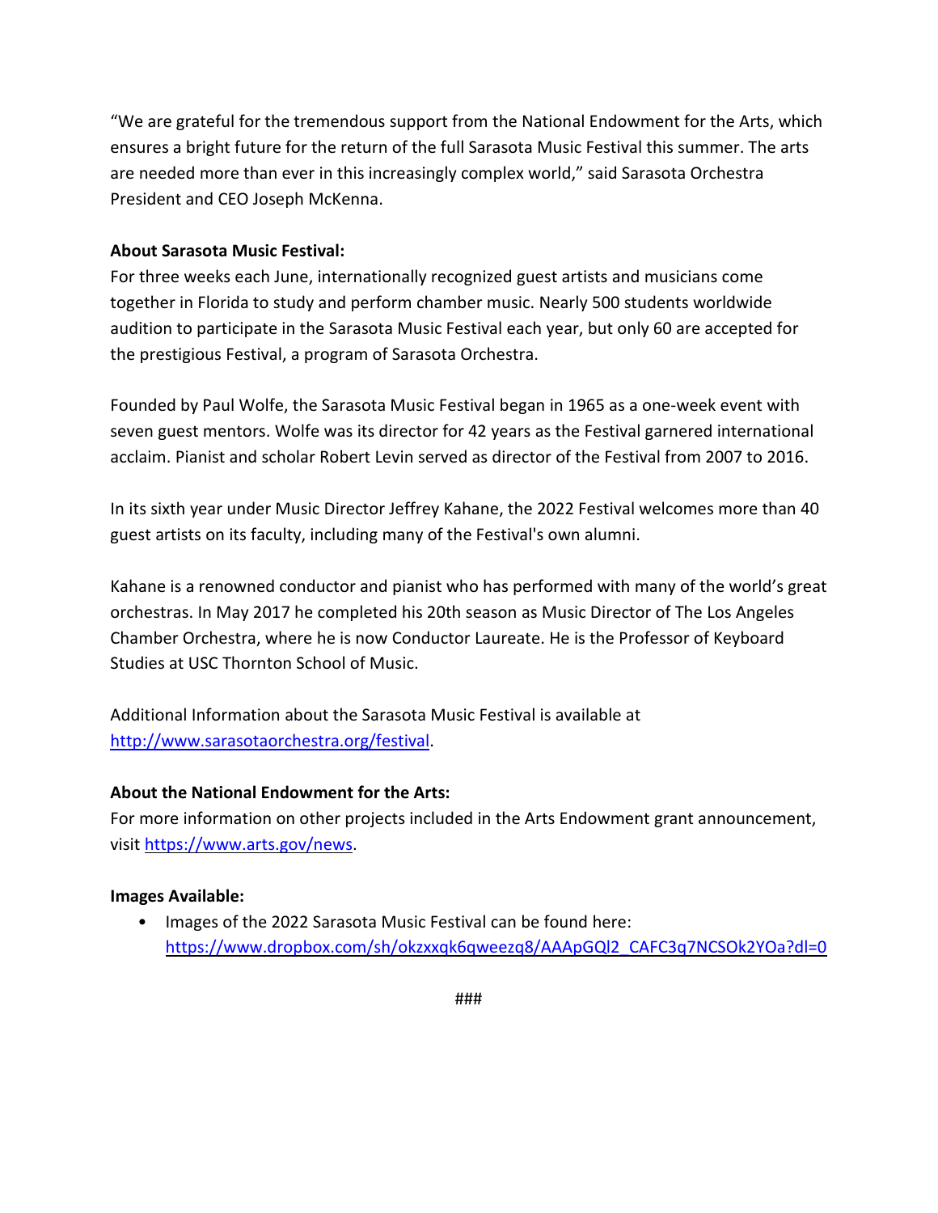"We are grateful for the tremendous support from the National Endowment for the Arts, which ensures a bright future for the return of the full Sarasota Music Festival this summer. The arts are needed more than ever in this increasingly complex world," said Sarasota Orchestra President and CEO Joseph McKenna.

**About Sarasota Music Festival:**
For three weeks each June, internationally recognized guest artists and musicians come together in Florida to study and perform chamber music. Nearly 500 students worldwide audition to participate in the Sarasota Music Festival each year, but only 60 are accepted for the prestigious Festival, a program of Sarasota Orchestra.

Founded by Paul Wolfe, the Sarasota Music Festival began in 1965 as a one-week event with seven guest mentors. Wolfe was its director for 42 years as the Festival garnered international acclaim. Pianist and scholar Robert Levin served as director of the Festival from 2007 to 2016.

In its sixth year under Music Director Jeffrey Kahane, the 2022 Festival welcomes more than 40 guest artists on its faculty, including many of the Festival's own alumni.

Kahane is a renowned conductor and pianist who has performed with many of the world's great orchestras. In May 2017 he completed his 20th season as Music Director of The Los Angeles Chamber Orchestra, where he is now Conductor Laureate. He is the Professor of Keyboard Studies at USC Thornton School of Music.

Additional Information about the Sarasota Music Festival is available at http://www.sarasotaorchestra.org/festival.

**About the National Endowment for the Arts:**
For more information on other projects included in the Arts Endowment grant announcement, visit https://www.arts.gov/news.

**Images Available:**

- Images of the 2022 Sarasota Music Festival can be found here: https://www.dropbox.com/sh/okzxxqk6qweezq8/AAApGQl2_CAFC3q7NCSOk2YOa?dl=0

###